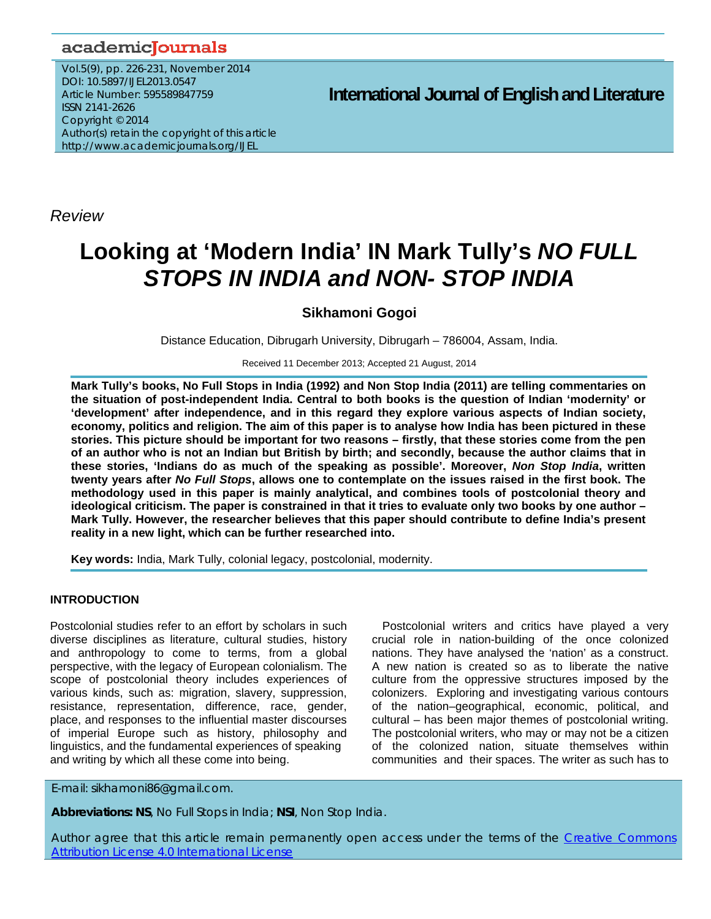academicJournals

Vol.5(9), pp. 226-231, November 2014
DOI: 10.5897/IJEL2013.0547
Article Number: 595589847759
ISSN 2141-2626
Copyright © 2014
Author(s) retain the copyright of this article
http://www.academicjournals.org/IJEL

**International Journal of English and Literature**

*Review*

# Looking at 'Modern India' IN Mark Tully's *NO FULL STOPS IN INDIA and NON- STOP INDIA*

**Sikhamoni Gogoi**

Distance Education, Dibrugarh University, Dibrugarh – 786004, Assam, India.

Received 11 December 2013; Accepted 21 August, 2014

**Mark Tully's books, No Full Stops in India (1992) and Non Stop India (2011) are telling commentaries on the situation of post-independent India. Central to both books is the question of Indian 'modernity' or 'development' after independence, and in this regard they explore various aspects of Indian society, economy, politics and religion. The aim of this paper is to analyse how India has been pictured in these stories. This picture should be important for two reasons – firstly, that these stories come from the pen of an author who is not an Indian but British by birth; and secondly, because the author claims that in these stories, 'Indians do as much of the speaking as possible'. Moreover, *Non Stop India*, written twenty years after *No Full Stops*, allows one to contemplate on the issues raised in the first book. The methodology used in this paper is mainly analytical, and combines tools of postcolonial theory and ideological criticism. The paper is constrained in that it tries to evaluate only two books by one author – Mark Tully. However, the researcher believes that this paper should contribute to define India's present reality in a new light, which can be further researched into.**

**Key words:** India, Mark Tully, colonial legacy, postcolonial, modernity.

## INTRODUCTION

Postcolonial studies refer to an effort by scholars in such diverse disciplines as literature, cultural studies, history and anthropology to come to terms, from a global perspective, with the legacy of European colonialism. The scope of postcolonial theory includes experiences of various kinds, such as: migration, slavery, suppression, resistance, representation, difference, race, gender, place, and responses to the influential master discourses of imperial Europe such as history, philosophy and linguistics, and the fundamental experiences of speaking and writing by which all these come into being.

Postcolonial writers and critics have played a very crucial role in nation-building of the once colonized nations. They have analysed the 'nation' as a construct. A new nation is created so as to liberate the native culture from the oppressive structures imposed by the colonizers. Exploring and investigating various contours of the nation–geographical, economic, political, and cultural – has been major themes of postcolonial writing. The postcolonial writers, who may or may not be a citizen of the colonized nation, situate themselves within communities and their spaces. The writer as such has to

E-mail: sikhamoni86@gmail.com.

**Abbreviations: NS**, No Full Stops in India; **NSI**, Non Stop India.

Author agree that this article remain permanently open access under the terms of the Creative Commons Attribution License 4.0 International License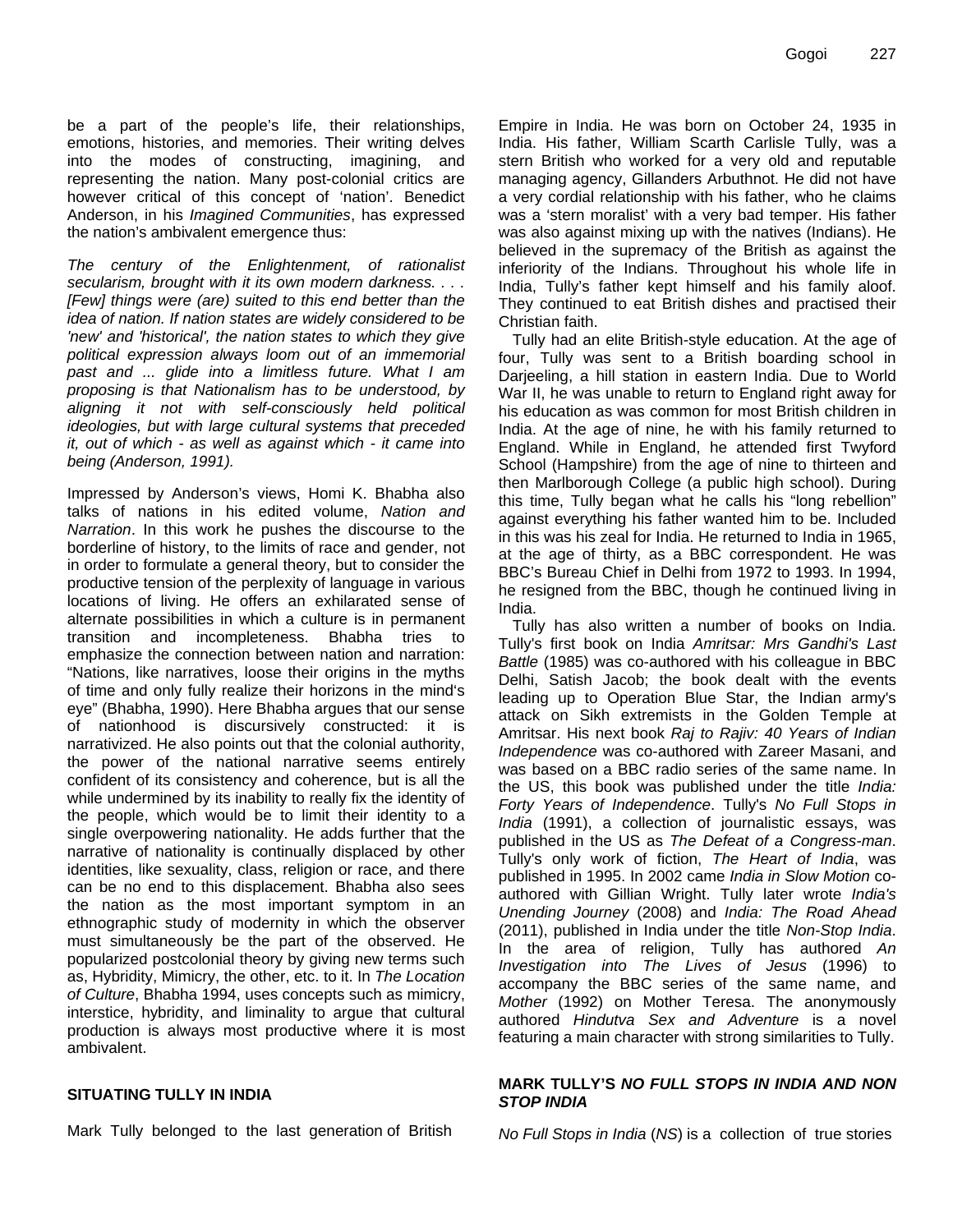be a part of the people's life, their relationships, emotions, histories, and memories. Their writing delves into the modes of constructing, imagining, and representing the nation. Many post-colonial critics are however critical of this concept of 'nation'. Benedict Anderson, in his *Imagined Communities*, has expressed the nation's ambivalent emergence thus:

*The century of the Enlightenment, of rationalist secularism, brought with it its own modern darkness. . . . [Few] things were (are) suited to this end better than the idea of nation. If nation states are widely considered to be 'new' and 'historical', the nation states to which they give political expression always loom out of an immemorial past and ... glide into a limitless future. What I am proposing is that Nationalism has to be understood, by aligning it not with self-consciously held political ideologies, but with large cultural systems that preceded it, out of which - as well as against which - it came into being (Anderson, 1991).*

Impressed by Anderson's views, Homi K. Bhabha also talks of nations in his edited volume, *Nation and Narration*. In this work he pushes the discourse to the borderline of history, to the limits of race and gender, not in order to formulate a general theory, but to consider the productive tension of the perplexity of language in various locations of living. He offers an exhilarated sense of alternate possibilities in which a culture is in permanent transition and incompleteness. Bhabha tries to emphasize the connection between nation and narration: "Nations, like narratives, loose their origins in the myths of time and only fully realize their horizons in the mind's eye" (Bhabha, 1990). Here Bhabha argues that our sense of nationhood is discursively constructed: it is narrativized. He also points out that the colonial authority, the power of the national narrative seems entirely confident of its consistency and coherence, but is all the while undermined by its inability to really fix the identity of the people, which would be to limit their identity to a single overpowering nationality. He adds further that the narrative of nationality is continually displaced by other identities, like sexuality, class, religion or race, and there can be no end to this displacement. Bhabha also sees the nation as the most important symptom in an ethnographic study of modernity in which the observer must simultaneously be the part of the observed. He popularized postcolonial theory by giving new terms such as, Hybridity, Mimicry, the other, etc. to it. In *The Location of Culture*, Bhabha 1994, uses concepts such as mimicry, interstice, hybridity, and liminality to argue that cultural production is always most productive where it is most ambivalent.

## SITUATING TULLY IN INDIA

Mark Tully belonged to the last generation of British Empire in India. He was born on October 24, 1935 in India. His father, William Scarth Carlisle Tully, was a stern British who worked for a very old and reputable managing agency, Gillanders Arbuthnot. He did not have a very cordial relationship with his father, who he claims was a 'stern moralist' with a very bad temper. His father was also against mixing up with the natives (Indians). He believed in the supremacy of the British as against the inferiority of the Indians. Throughout his whole life in India, Tully's father kept himself and his family aloof. They continued to eat British dishes and practised their Christian faith.

Tully had an elite British-style education. At the age of four, Tully was sent to a British boarding school in Darjeeling, a hill station in eastern India. Due to World War II, he was unable to return to England right away for his education as was common for most British children in India. At the age of nine, he with his family returned to England. While in England, he attended first Twyford School (Hampshire) from the age of nine to thirteen and then Marlborough College (a public high school). During this time, Tully began what he calls his "long rebellion" against everything his father wanted him to be. Included in this was his zeal for India. He returned to India in 1965, at the age of thirty, as a BBC correspondent. He was BBC's Bureau Chief in Delhi from 1972 to 1993. In 1994, he resigned from the BBC, though he continued living in India.

Tully has also written a number of books on India. Tully's first book on India *Amritsar: Mrs Gandhi's Last Battle* (1985) was co-authored with his colleague in BBC Delhi, Satish Jacob; the book dealt with the events leading up to Operation Blue Star, the Indian army's attack on Sikh extremists in the Golden Temple at Amritsar. His next book *Raj to Rajiv: 40 Years of Indian Independence* was co-authored with Zareer Masani, and was based on a BBC radio series of the same name. In the US, this book was published under the title *India: Forty Years of Independence*. Tully's *No Full Stops in India* (1991), a collection of journalistic essays, was published in the US as *The Defeat of a Congress-man*. Tully's only work of fiction, *The Heart of India*, was published in 1995. In 2002 came *India in Slow Motion* co-authored with Gillian Wright. Tully later wrote *India's Unending Journey* (2008) and *India: The Road Ahead* (2011), published in India under the title *Non-Stop India*. In the area of religion, Tully has authored *An Investigation into The Lives of Jesus* (1996) to accompany the BBC series of the same name, and *Mother* (1992) on Mother Teresa. The anonymously authored *Hindutva Sex and Adventure* is a novel featuring a main character with strong similarities to Tully.

## MARK TULLY'S *NO FULL STOPS IN INDIA AND NON STOP INDIA*

*No Full Stops in India* (*NS*) is a collection of true stories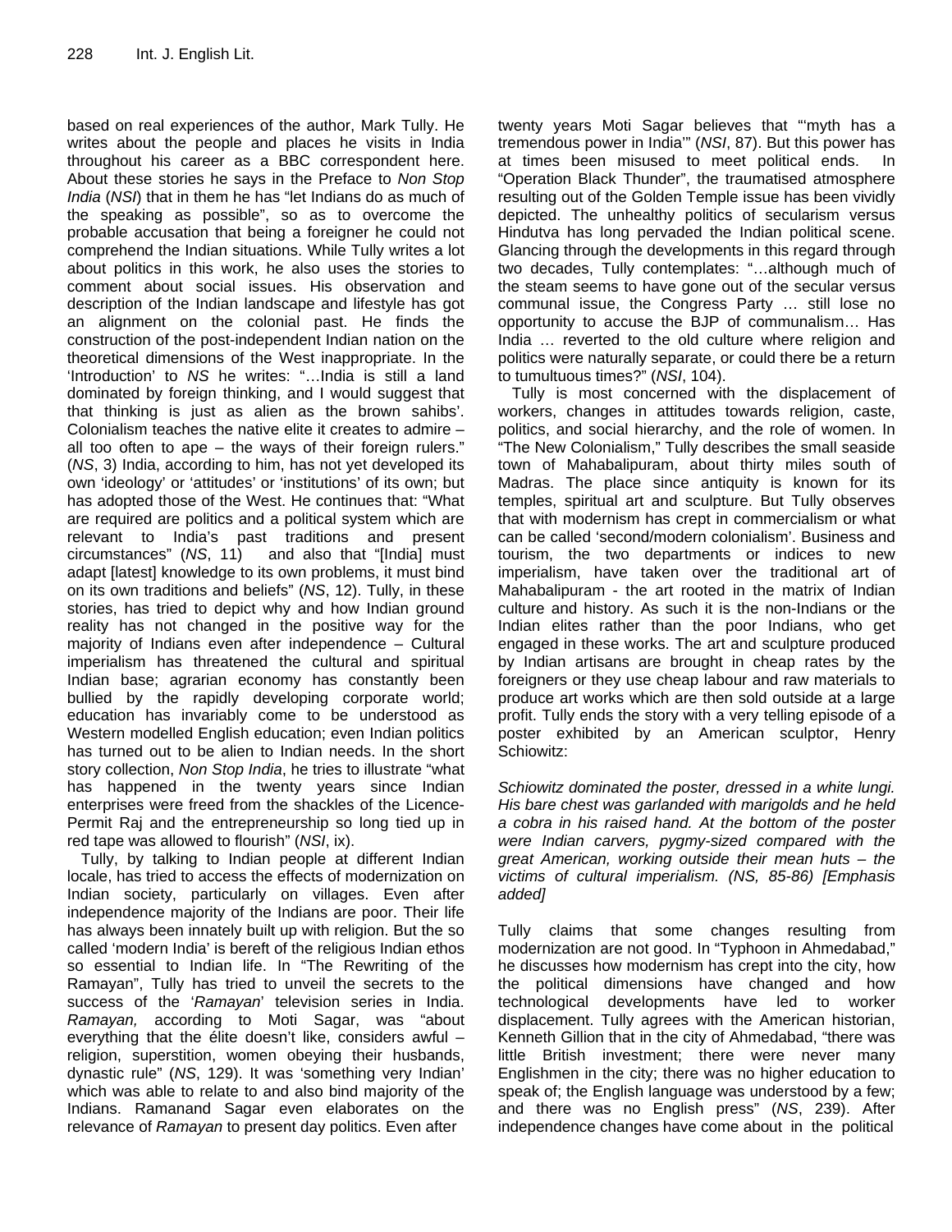based on real experiences of the author, Mark Tully. He writes about the people and places he visits in India throughout his career as a BBC correspondent here. About these stories he says in the Preface to *Non Stop India* (*NSI*) that in them he has "let Indians do as much of the speaking as possible", so as to overcome the probable accusation that being a foreigner he could not comprehend the Indian situations. While Tully writes a lot about politics in this work, he also uses the stories to comment about social issues. His observation and description of the Indian landscape and lifestyle has got an alignment on the colonial past. He finds the construction of the post-independent Indian nation on the theoretical dimensions of the West inappropriate. In the 'Introduction' to *NS* he writes: "…India is still a land dominated by foreign thinking, and I would suggest that that thinking is just as alien as the brown sahibs'. Colonialism teaches the native elite it creates to admire – all too often to ape – the ways of their foreign rulers." (*NS*, 3) India, according to him, has not yet developed its own 'ideology' or 'attitudes' or 'institutions' of its own; but has adopted those of the West. He continues that: "What are required are politics and a political system which are relevant to India's past traditions and present circumstances" (*NS*, 11) and also that "[India] must adapt [latest] knowledge to its own problems, it must bind on its own traditions and beliefs" (*NS*, 12). Tully, in these stories, has tried to depict why and how Indian ground reality has not changed in the positive way for the majority of Indians even after independence – Cultural imperialism has threatened the cultural and spiritual Indian base; agrarian economy has constantly been bullied by the rapidly developing corporate world; education has invariably come to be understood as Western modelled English education; even Indian politics has turned out to be alien to Indian needs. In the short story collection, *Non Stop India*, he tries to illustrate "what has happened in the twenty years since Indian enterprises were freed from the shackles of the Licence-Permit Raj and the entrepreneurship so long tied up in red tape was allowed to flourish" (*NSI*, ix).

Tully, by talking to Indian people at different Indian locale, has tried to access the effects of modernization on Indian society, particularly on villages. Even after independence majority of the Indians are poor. Their life has always been innately built up with religion. But the so called 'modern India' is bereft of the religious Indian ethos so essential to Indian life. In "The Rewriting of the Ramayan", Tully has tried to unveil the secrets to the success of the '*Ramayan*' television series in India. *Ramayan,* according to Moti Sagar, was "about everything that the élite doesn't like, considers awful – religion, superstition, women obeying their husbands, dynastic rule" (*NS*, 129). It was 'something very Indian' which was able to relate to and also bind majority of the Indians. Ramanand Sagar even elaborates on the relevance of *Ramayan* to present day politics. Even after twenty years Moti Sagar believes that "'myth has a tremendous power in India'" (*NSI*, 87). But this power has at times been misused to meet political ends. In "Operation Black Thunder", the traumatised atmosphere resulting out of the Golden Temple issue has been vividly depicted. The unhealthy politics of secularism versus Hindutva has long pervaded the Indian political scene. Glancing through the developments in this regard through two decades, Tully contemplates: "…although much of the steam seems to have gone out of the secular versus communal issue, the Congress Party … still lose no opportunity to accuse the BJP of communalism… Has India … reverted to the old culture where religion and politics were naturally separate, or could there be a return to tumultuous times?" (*NSI*, 104).

Tully is most concerned with the displacement of workers, changes in attitudes towards religion, caste, politics, and social hierarchy, and the role of women. In "The New Colonialism," Tully describes the small seaside town of Mahabalipuram, about thirty miles south of Madras. The place since antiquity is known for its temples, spiritual art and sculpture. But Tully observes that with modernism has crept in commercialism or what can be called 'second/modern colonialism'. Business and tourism, the two departments or indices to new imperialism, have taken over the traditional art of Mahabalipuram - the art rooted in the matrix of Indian culture and history. As such it is the non-Indians or the Indian elites rather than the poor Indians, who get engaged in these works. The art and sculpture produced by Indian artisans are brought in cheap rates by the foreigners or they use cheap labour and raw materials to produce art works which are then sold outside at a large profit. Tully ends the story with a very telling episode of a poster exhibited by an American sculptor, Henry Schiowitz:

*Schiowitz dominated the poster, dressed in a white lungi. His bare chest was garlanded with marigolds and he held a cobra in his raised hand. At the bottom of the poster were Indian carvers, pygmy-sized compared with the great American, working outside their mean huts – the victims of cultural imperialism. (NS, 85-86) [Emphasis added]*

Tully claims that some changes resulting from modernization are not good. In "Typhoon in Ahmedabad," he discusses how modernism has crept into the city, how the political dimensions have changed and how technological developments have led to worker displacement. Tully agrees with the American historian, Kenneth Gillion that in the city of Ahmedabad, "there was little British investment; there were never many Englishmen in the city; there was no higher education to speak of; the English language was understood by a few; and there was no English press" (*NS*, 239). After independence changes have come about in the political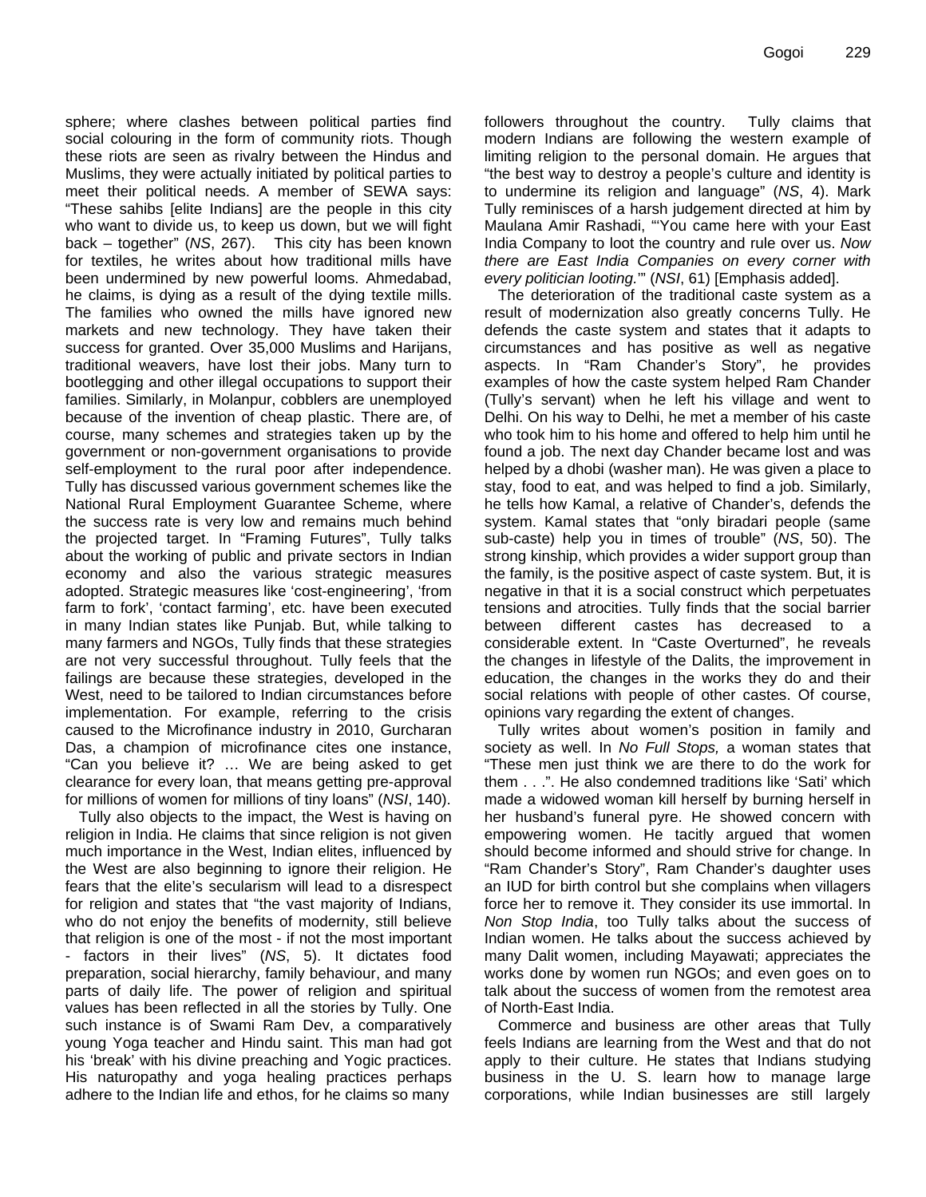sphere; where clashes between political parties find social colouring in the form of community riots. Though these riots are seen as rivalry between the Hindus and Muslims, they were actually initiated by political parties to meet their political needs. A member of SEWA says: "These sahibs [elite Indians] are the people in this city who want to divide us, to keep us down, but we will fight back – together" (*NS*, 267). This city has been known for textiles, he writes about how traditional mills have been undermined by new powerful looms. Ahmedabad, he claims, is dying as a result of the dying textile mills. The families who owned the mills have ignored new markets and new technology. They have taken their success for granted. Over 35,000 Muslims and Harijans, traditional weavers, have lost their jobs. Many turn to bootlegging and other illegal occupations to support their families. Similarly, in Molanpur, cobblers are unemployed because of the invention of cheap plastic. There are, of course, many schemes and strategies taken up by the government or non-government organisations to provide self-employment to the rural poor after independence. Tully has discussed various government schemes like the National Rural Employment Guarantee Scheme, where the success rate is very low and remains much behind the projected target. In "Framing Futures", Tully talks about the working of public and private sectors in Indian economy and also the various strategic measures adopted. Strategic measures like 'cost-engineering', 'from farm to fork', 'contact farming', etc. have been executed in many Indian states like Punjab. But, while talking to many farmers and NGOs, Tully finds that these strategies are not very successful throughout. Tully feels that the failings are because these strategies, developed in the West, need to be tailored to Indian circumstances before implementation. For example, referring to the crisis caused to the Microfinance industry in 2010, Gurcharan Das, a champion of microfinance cites one instance, "Can you believe it? … We are being asked to get clearance for every loan, that means getting pre-approval for millions of women for millions of tiny loans" (*NSI*, 140).

Tully also objects to the impact, the West is having on religion in India. He claims that since religion is not given much importance in the West, Indian elites, influenced by the West are also beginning to ignore their religion. He fears that the elite's secularism will lead to a disrespect for religion and states that "the vast majority of Indians, who do not enjoy the benefits of modernity, still believe that religion is one of the most - if not the most important - factors in their lives" (*NS*, 5). It dictates food preparation, social hierarchy, family behaviour, and many parts of daily life. The power of religion and spiritual values has been reflected in all the stories by Tully. One such instance is of Swami Ram Dev, a comparatively young Yoga teacher and Hindu saint. This man had got his 'break' with his divine preaching and Yogic practices. His naturopathy and yoga healing practices perhaps adhere to the Indian life and ethos, for he claims so many followers throughout the country. Tully claims that modern Indians are following the western example of limiting religion to the personal domain. He argues that "the best way to destroy a people's culture and identity is to undermine its religion and language" (*NS*, 4). Mark Tully reminisces of a harsh judgement directed at him by Maulana Amir Rashadi, "'You came here with your East India Company to loot the country and rule over us. *Now there are East India Companies on every corner with every politician looting.*'" (*NSI*, 61) [Emphasis added].

The deterioration of the traditional caste system as a result of modernization also greatly concerns Tully. He defends the caste system and states that it adapts to circumstances and has positive as well as negative aspects. In "Ram Chander's Story", he provides examples of how the caste system helped Ram Chander (Tully's servant) when he left his village and went to Delhi. On his way to Delhi, he met a member of his caste who took him to his home and offered to help him until he found a job. The next day Chander became lost and was helped by a dhobi (washer man). He was given a place to stay, food to eat, and was helped to find a job. Similarly, he tells how Kamal, a relative of Chander's, defends the system. Kamal states that "only biradari people (same sub-caste) help you in times of trouble" (*NS*, 50). The strong kinship, which provides a wider support group than the family, is the positive aspect of caste system. But, it is negative in that it is a social construct which perpetuates tensions and atrocities. Tully finds that the social barrier between different castes has decreased to a considerable extent. In "Caste Overturned", he reveals the changes in lifestyle of the Dalits, the improvement in education, the changes in the works they do and their social relations with people of other castes. Of course, opinions vary regarding the extent of changes.

Tully writes about women's position in family and society as well. In *No Full Stops,* a woman states that "These men just think we are there to do the work for them . . .". He also condemned traditions like 'Sati' which made a widowed woman kill herself by burning herself in her husband's funeral pyre. He showed concern with empowering women. He tacitly argued that women should become informed and should strive for change. In "Ram Chander's Story", Ram Chander's daughter uses an IUD for birth control but she complains when villagers force her to remove it. They consider its use immortal. In *Non Stop India*, too Tully talks about the success of Indian women. He talks about the success achieved by many Dalit women, including Mayawati; appreciates the works done by women run NGOs; and even goes on to talk about the success of women from the remotest area of North-East India.

Commerce and business are other areas that Tully feels Indians are learning from the West and that do not apply to their culture. He states that Indians studying business in the U. S. learn how to manage large corporations, while Indian businesses are still largely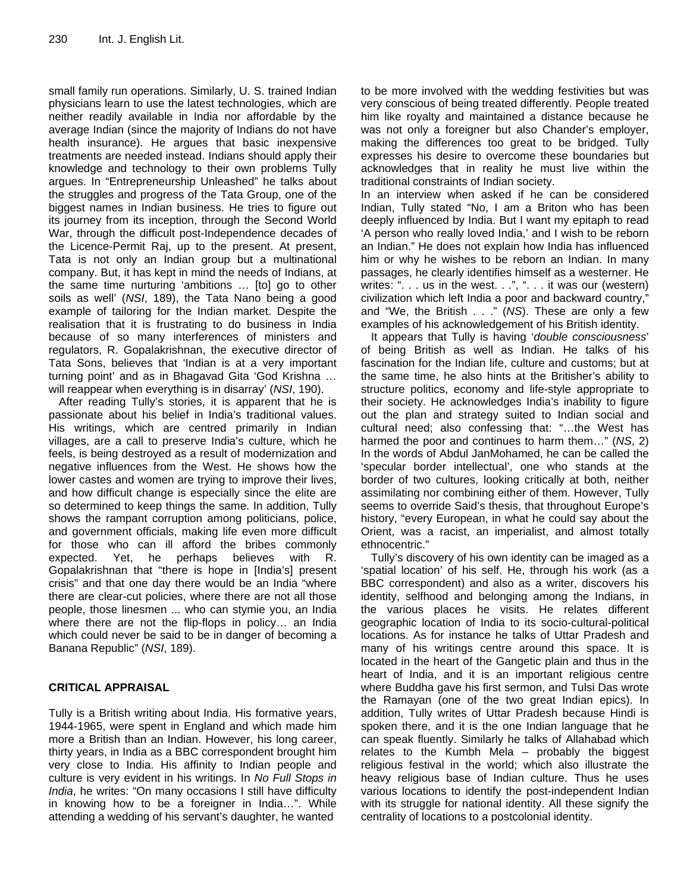small family run operations. Similarly, U. S. trained Indian physicians learn to use the latest technologies, which are neither readily available in India nor affordable by the average Indian (since the majority of Indians do not have health insurance). He argues that basic inexpensive treatments are needed instead. Indians should apply their knowledge and technology to their own problems Tully argues. In "Entrepreneurship Unleashed" he talks about the struggles and progress of the Tata Group, one of the biggest names in Indian business. He tries to figure out its journey from its inception, through the Second World War, through the difficult post-Independence decades of the Licence-Permit Raj, up to the present. At present, Tata is not only an Indian group but a multinational company. But, it has kept in mind the needs of Indians, at the same time nurturing 'ambitions … [to] go to other soils as well' (*NSI*, 189), the Tata Nano being a good example of tailoring for the Indian market. Despite the realisation that it is frustrating to do business in India because of so many interferences of ministers and regulators, R. Gopalakrishnan, the executive director of Tata Sons, believes that 'Indian is at a very important turning point' and as in Bhagavad Gita 'God Krishna … will reappear when everything is in disarray' (*NSI*, 190).

After reading Tully's stories, it is apparent that he is passionate about his belief in India's traditional values. His writings, which are centred primarily in Indian villages, are a call to preserve India's culture, which he feels, is being destroyed as a result of modernization and negative influences from the West. He shows how the lower castes and women are trying to improve their lives, and how difficult change is especially since the elite are so determined to keep things the same. In addition, Tully shows the rampant corruption among politicians, police, and government officials, making life even more difficult for those who can ill afford the bribes commonly expected. Yet, he perhaps believes with R. Gopalakrishnan that "there is hope in [India's] present crisis" and that one day there would be an India "where there are clear-cut policies, where there are not all those people, those linesmen ... who can stymie you, an India where there are not the flip-flops in policy… an India which could never be said to be in danger of becoming a Banana Republic" (*NSI*, 189).

## CRITICAL APPRAISAL

Tully is a British writing about India. His formative years, 1944-1965, were spent in England and which made him more a British than an Indian. However, his long career, thirty years, in India as a BBC correspondent brought him very close to India. His affinity to Indian people and culture is very evident in his writings. In *No Full Stops in India*, he writes: "On many occasions I still have difficulty in knowing how to be a foreigner in India…". While attending a wedding of his servant's daughter, he wanted to be more involved with the wedding festivities but was very conscious of being treated differently. People treated him like royalty and maintained a distance because he was not only a foreigner but also Chander's employer, making the differences too great to be bridged. Tully expresses his desire to overcome these boundaries but acknowledges that in reality he must live within the traditional constraints of Indian society.

In an interview when asked if he can be considered Indian, Tully stated "No, I am a Briton who has been deeply influenced by India. But I want my epitaph to read 'A person who really loved India,' and I wish to be reborn an Indian." He does not explain how India has influenced him or why he wishes to be reborn an Indian. In many passages, he clearly identifies himself as a westerner. He writes: ". . . us in the west. . .", ". . . it was our (western) civilization which left India a poor and backward country," and "We, the British . . ." (*NS*). These are only a few examples of his acknowledgement of his British identity.

It appears that Tully is having '*double consciousness*' of being British as well as Indian. He talks of his fascination for the Indian life, culture and customs; but at the same time, he also hints at the Britisher's ability to structure politics, economy and life-style appropriate to their society. He acknowledges India's inability to figure out the plan and strategy suited to Indian social and cultural need; also confessing that: "…the West has harmed the poor and continues to harm them…" (*NS*, 2) In the words of Abdul JanMohamed, he can be called the 'specular border intellectual', one who stands at the border of two cultures, looking critically at both, neither assimilating nor combining either of them. However, Tully seems to override Said's thesis, that throughout Europe's history, "every European, in what he could say about the Orient, was a racist, an imperialist, and almost totally ethnocentric."

Tully's discovery of his own identity can be imaged as a 'spatial location' of his self. He, through his work (as a BBC correspondent) and also as a writer, discovers his identity, selfhood and belonging among the Indians, in the various places he visits. He relates different geographic location of India to its socio-cultural-political locations. As for instance he talks of Uttar Pradesh and many of his writings centre around this space. It is located in the heart of the Gangetic plain and thus in the heart of India, and it is an important religious centre where Buddha gave his first sermon, and Tulsi Das wrote the Ramayan (one of the two great Indian epics). In addition, Tully writes of Uttar Pradesh because Hindi is spoken there, and it is the one Indian language that he can speak fluently. Similarly he talks of Allahabad which relates to the Kumbh Mela – probably the biggest religious festival in the world; which also illustrate the heavy religious base of Indian culture. Thus he uses various locations to identify the post-independent Indian with its struggle for national identity. All these signify the centrality of locations to a postcolonial identity.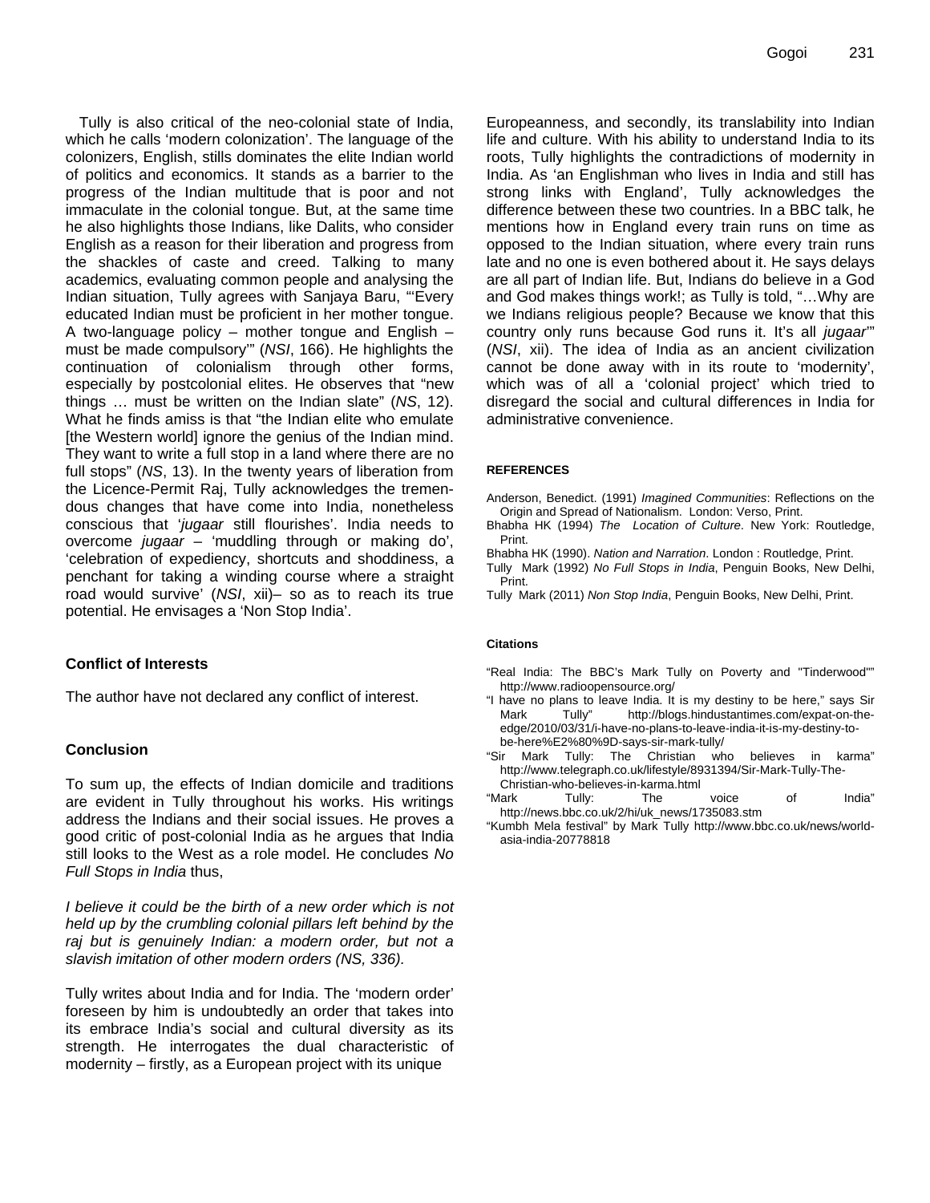Tully is also critical of the neo-colonial state of India, which he calls 'modern colonization'. The language of the colonizers, English, stills dominates the elite Indian world of politics and economics. It stands as a barrier to the progress of the Indian multitude that is poor and not immaculate in the colonial tongue. But, at the same time he also highlights those Indians, like Dalits, who consider English as a reason for their liberation and progress from the shackles of caste and creed. Talking to many academics, evaluating common people and analysing the Indian situation, Tully agrees with Sanjaya Baru, "'Every educated Indian must be proficient in her mother tongue. A two-language policy – mother tongue and English – must be made compulsory'" (*NSI*, 166). He highlights the continuation of colonialism through other forms, especially by postcolonial elites. He observes that "new things … must be written on the Indian slate" (*NS*, 12). What he finds amiss is that "the Indian elite who emulate [the Western world] ignore the genius of the Indian mind. They want to write a full stop in a land where there are no full stops" (*NS*, 13). In the twenty years of liberation from the Licence-Permit Raj, Tully acknowledges the tremendous changes that have come into India, nonetheless conscious that '*jugaar* still flourishes'. India needs to overcome *jugaar* – 'muddling through or making do', 'celebration of expediency, shortcuts and shoddiness, a penchant for taking a winding course where a straight road would survive' (*NSI*, xii)– so as to reach its true potential. He envisages a 'Non Stop India'.

## Conflict of Interests

The author have not declared any conflict of interest.

## Conclusion

To sum up, the effects of Indian domicile and traditions are evident in Tully throughout his works. His writings address the Indians and their social issues. He proves a good critic of post-colonial India as he argues that India still looks to the West as a role model. He concludes *No Full Stops in India* thus,

*I believe it could be the birth of a new order which is not held up by the crumbling colonial pillars left behind by the raj but is genuinely Indian: a modern order, but not a slavish imitation of other modern orders (NS, 336).*

Tully writes about India and for India. The 'modern order' foreseen by him is undoubtedly an order that takes into its embrace India's social and cultural diversity as its strength. He interrogates the dual characteristic of modernity – firstly, as a European project with its unique Europeanness, and secondly, its translability into Indian life and culture. With his ability to understand India to its roots, Tully highlights the contradictions of modernity in India. As 'an Englishman who lives in India and still has strong links with England', Tully acknowledges the difference between these two countries. In a BBC talk, he mentions how in England every train runs on time as opposed to the Indian situation, where every train runs late and no one is even bothered about it. He says delays are all part of Indian life. But, Indians do believe in a God and God makes things work!; as Tully is told, "…Why are we Indians religious people? Because we know that this country only runs because God runs it. It's all *jugaar*'" (*NSI*, xii). The idea of India as an ancient civilization cannot be done away with in its route to 'modernity', which was of all a 'colonial project' which tried to disregard the social and cultural differences in India for administrative convenience.

## REFERENCES

Anderson, Benedict. (1991) *Imagined Communities*: Reflections on the Origin and Spread of Nationalism. London: Verso, Print.

Bhabha HK (1994) *The Location of Culture*. New York: Routledge, Print.

Bhabha HK (1990). *Nation and Narration*. London : Routledge, Print.

Tully Mark (1992) *No Full Stops in India*, Penguin Books, New Delhi, Print.

Tully Mark (2011) *Non Stop India*, Penguin Books, New Delhi, Print.

### Citations

"Real India: The BBC's Mark Tully on Poverty and "Tinderwood"" http://www.radioopensource.org/

"I have no plans to leave India. It is my destiny to be here," says Sir Mark Tully" http://blogs.hindustantimes.com/expat-on-the-edge/2010/03/31/i-have-no-plans-to-leave-india-it-is-my-destiny-to-be-here%E2%80%9D-says-sir-mark-tully/

"Sir Mark Tully: The Christian who believes in karma" http://www.telegraph.co.uk/lifestyle/8931394/Sir-Mark-Tully-The-Christian-who-believes-in-karma.html

"Mark Tully: The voice of India" http://news.bbc.co.uk/2/hi/uk_news/1735083.stm

"Kumbh Mela festival" by Mark Tully http://www.bbc.co.uk/news/world-asia-india-20778818